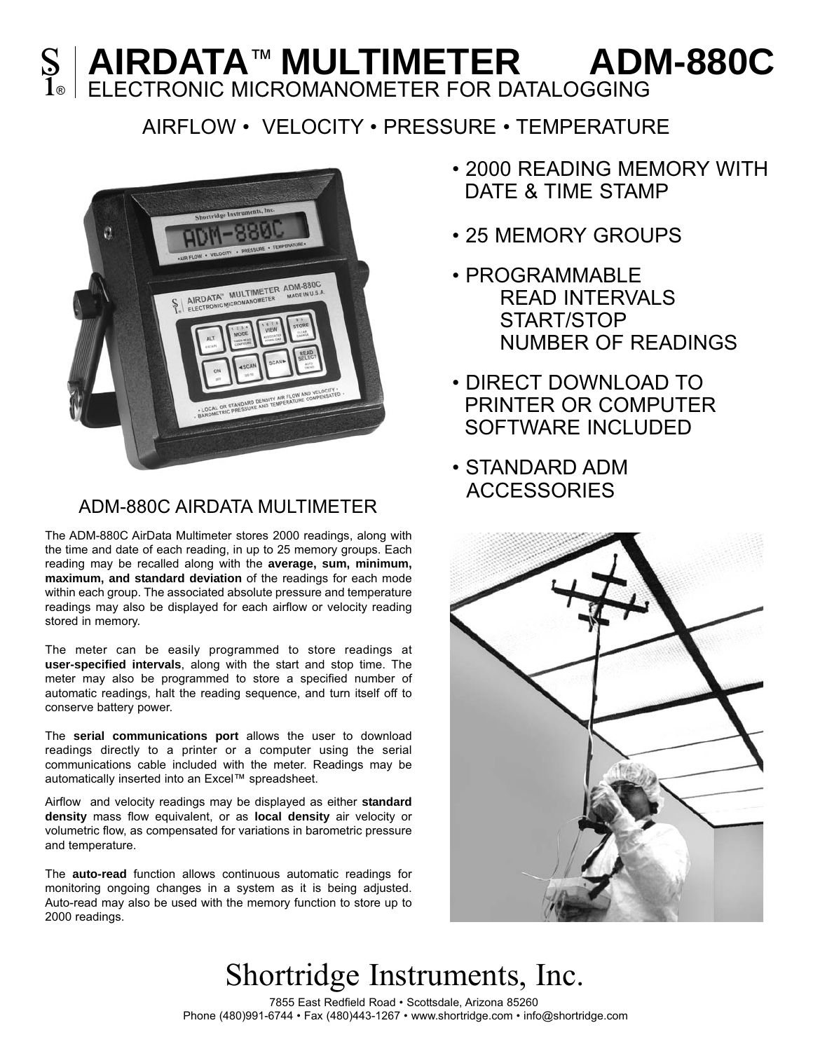# AIRDATA™ MULTIMETER ADM-880C

## ELECTRONIC MICROMANOMETER FOR DATALOGGING

AIRFLOW • VELOCITY • PRESSURE • TEMPERATURE

- 2000 READING MEMORY WITH DATE & TIME STAMP
- 25 MEMORY GROUPS
- PROGRAMMABLE
  - READ INTERVALS
  - START/STOP
  - NUMBER OF READINGS
- DIRECT DOWNLOAD TO PRINTER OR COMPUTER SOFTWARE INCLUDED
- STANDARD ADM ACCESSORIES

ADM-880C AIRDATA MULTIMETER

The ADM-880C AirData Multimeter stores 2000 readings, along with the time and date of each reading, in up to 25 memory groups. Each reading may be recalled along with the **average, sum, minimum, maximum, and standard deviation** of the readings for each mode within each group. The associated absolute pressure and temperature readings may also be displayed for each airflow or velocity reading stored in memory.

The meter can be easily programmed to store readings at **user-specified intervals**, along with the start and stop time. The meter may also be programmed to store a specified number of automatic readings, halt the reading sequence, and turn itself off to conserve battery power.

The **serial communications port** allows the user to download readings directly to a printer or a computer using the serial communications cable included with the meter. Readings may be automatically inserted into an Excel™ spreadsheet.

Airflow and velocity readings may be displayed as either **standard density** mass flow equivalent, or as **local density** air velocity or volumetric flow, as compensated for variations in barometric pressure and temperature.

The **auto-read** function allows continuous automatic readings for monitoring ongoing changes in a system as it is being adjusted. Auto-read may also be used with the memory function to store up to 2000 readings.

# Shortridge Instruments, Inc.

7855 East Redfield Road • Scottsdale, Arizona 85260
Phone (480)991-6744 • Fax (480)443-1267 • www.shortridge.com • info@shortridge.com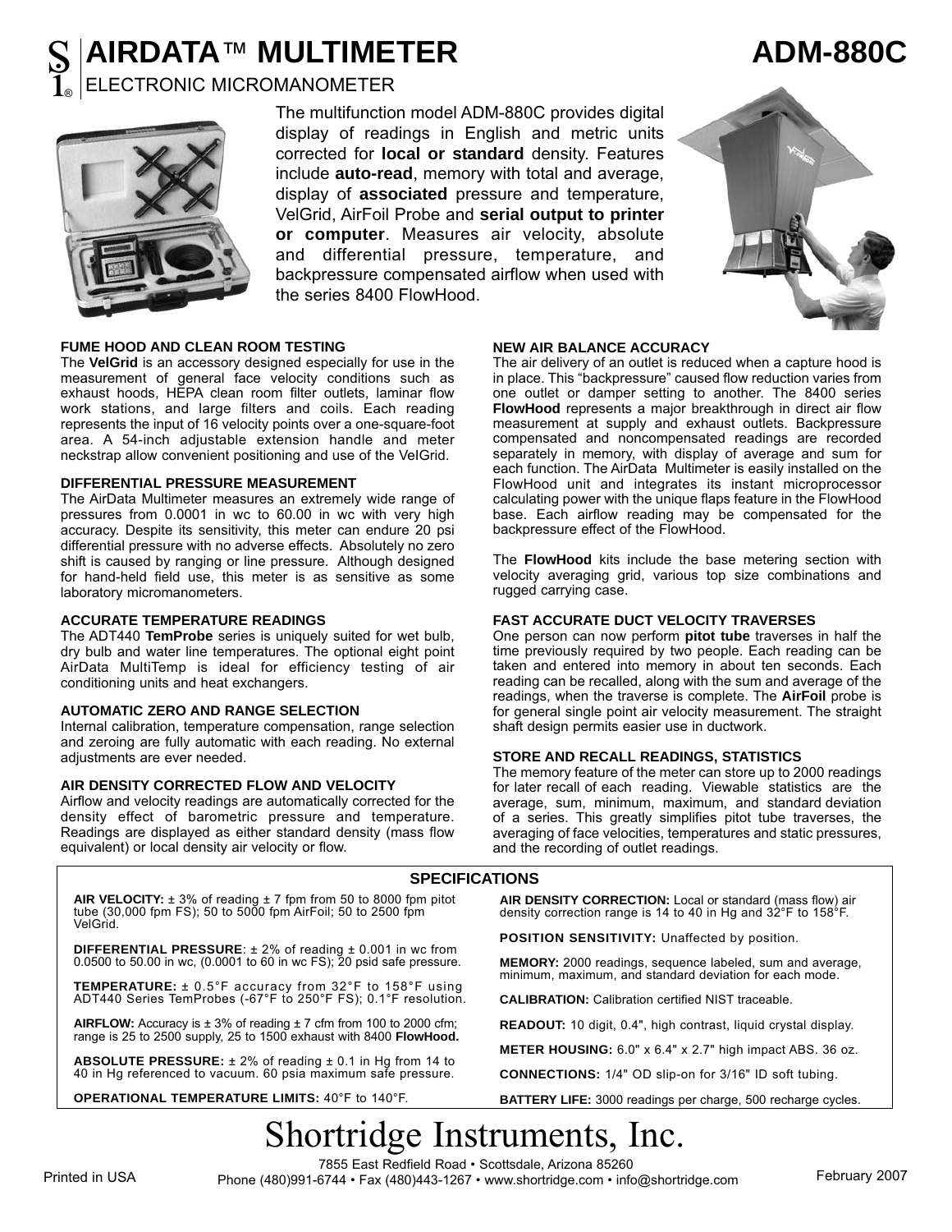# AIRDATA™ MULTIMETER ADM-880C

## ELECTRONIC MICROMANOMETER

The multifunction model ADM-880C provides digital display of readings in English and metric units corrected for **local or standard** density. Features include **auto-read**, memory with total and average, display of **associated** pressure and temperature, VelGrid, AirFoil Probe and **serial output to printer or computer**. Measures air velocity, absolute and differential pressure, temperature, and backpressure compensated airflow when used with the series 8400 FlowHood.

### FUME HOOD AND CLEAN ROOM TESTING

The **VelGrid** is an accessory designed especially for use in the measurement of general face velocity conditions such as exhaust hoods, HEPA clean room filter outlets, laminar flow work stations, and large filters and coils. Each reading represents the input of 16 velocity points over a one-square-foot area. A 54-inch adjustable extension handle and meter neckstrap allow convenient positioning and use of the VelGrid.

### DIFFERENTIAL PRESSURE MEASUREMENT

The AirData Multimeter measures an extremely wide range of pressures from 0.0001 in wc to 60.00 in wc with very high accuracy. Despite its sensitivity, this meter can endure 20 psi differential pressure with no adverse effects. Absolutely no zero shift is caused by ranging or line pressure. Although designed for hand-held field use, this meter is as sensitive as some laboratory micromanometers.

### ACCURATE TEMPERATURE READINGS

The ADT440 **TemProbe** series is uniquely suited for wet bulb, dry bulb and water line temperatures. The optional eight point AirData MultiTemp is ideal for efficiency testing of air conditioning units and heat exchangers.

### AUTOMATIC ZERO AND RANGE SELECTION

Internal calibration, temperature compensation, range selection and zeroing are fully automatic with each reading. No external adjustments are ever needed.

### AIR DENSITY CORRECTED FLOW AND VELOCITY

Airflow and velocity readings are automatically corrected for the density effect of barometric pressure and temperature. Readings are displayed as either standard density (mass flow equivalent) or local density air velocity or flow.

### NEW AIR BALANCE ACCURACY

The air delivery of an outlet is reduced when a capture hood is in place. This "backpressure" caused flow reduction varies from one outlet or damper setting to another. The 8400 series **FlowHood** represents a major breakthrough in direct air flow measurement at supply and exhaust outlets. Backpressure compensated and noncompensated readings are recorded separately in memory, with display of average and sum for each function. The AirData Multimeter is easily installed on the FlowHood unit and integrates its instant microprocessor calculating power with the unique flaps feature in the FlowHood base. Each airflow reading may be compensated for the backpressure effect of the FlowHood.

The **FlowHood** kits include the base metering section with velocity averaging grid, various top size combinations and rugged carrying case.

### FAST ACCURATE DUCT VELOCITY TRAVERSES

One person can now perform **pitot tube** traverses in half the time previously required by two people. Each reading can be taken and entered into memory in about ten seconds. Each reading can be recalled, along with the sum and average of the readings, when the traverse is complete. The **AirFoil** probe is for general single point air velocity measurement. The straight shaft design permits easier use in ductwork.

### STORE AND RECALL READINGS, STATISTICS

The memory feature of the meter can store up to 2000 readings for later recall of each reading. Viewable statistics are the average, sum, minimum, maximum, and standard deviation of a series. This greatly simplifies pitot tube traverses, the averaging of face velocities, temperatures and static pressures, and the recording of outlet readings.

## SPECIFICATIONS

**AIR VELOCITY:** ± 3% of reading ± 7 fpm from 50 to 8000 fpm pitot tube (30,000 fpm FS); 50 to 5000 fpm AirFoil; 50 to 2500 fpm VelGrid.

**DIFFERENTIAL PRESSURE**: ± 2% of reading ± 0.001 in wc from 0.0500 to 50.00 in wc, (0.0001 to 60 in wc FS); 20 psid safe pressure.

**TEMPERATURE:** ± 0.5°F accuracy from 32°F to 158°F using ADT440 Series TemProbes (-67°F to 250°F FS); 0.1°F resolution.

**AIRFLOW:** Accuracy is ± 3% of reading ± 7 cfm from 100 to 2000 cfm; range is 25 to 2500 supply, 25 to 1500 exhaust with 8400 **FlowHood.**

**ABSOLUTE PRESSURE:** ± 2% of reading ± 0.1 in Hg from 14 to 40 in Hg referenced to vacuum. 60 psia maximum safe pressure.

**OPERATIONAL TEMPERATURE LIMITS:** 40°F to 140°F.

**AIR DENSITY CORRECTION:** Local or standard (mass flow) air density correction range is 14 to 40 in Hg and 32°F to 158°F.

**POSITION SENSITIVITY:** Unaffected by position.

**MEMORY:** 2000 readings, sequence labeled, sum and average, minimum, maximum, and standard deviation for each mode.

**CALIBRATION:** Calibration certified NIST traceable.

**READOUT:** 10 digit, 0.4", high contrast, liquid crystal display.

**METER HOUSING:** 6.0" x 6.4" x 2.7" high impact ABS. 36 oz.

**CONNECTIONS:** 1/4" OD slip-on for 3/16" ID soft tubing.

**BATTERY LIFE:** 3000 readings per charge, 500 recharge cycles.

# Shortridge Instruments, Inc.

7855 East Redfield Road • Scottsdale, Arizona 85260
Phone (480)991-6744 • Fax (480)443-1267 • www.shortridge.com • info@shortridge.com

Printed in USA

February 2007